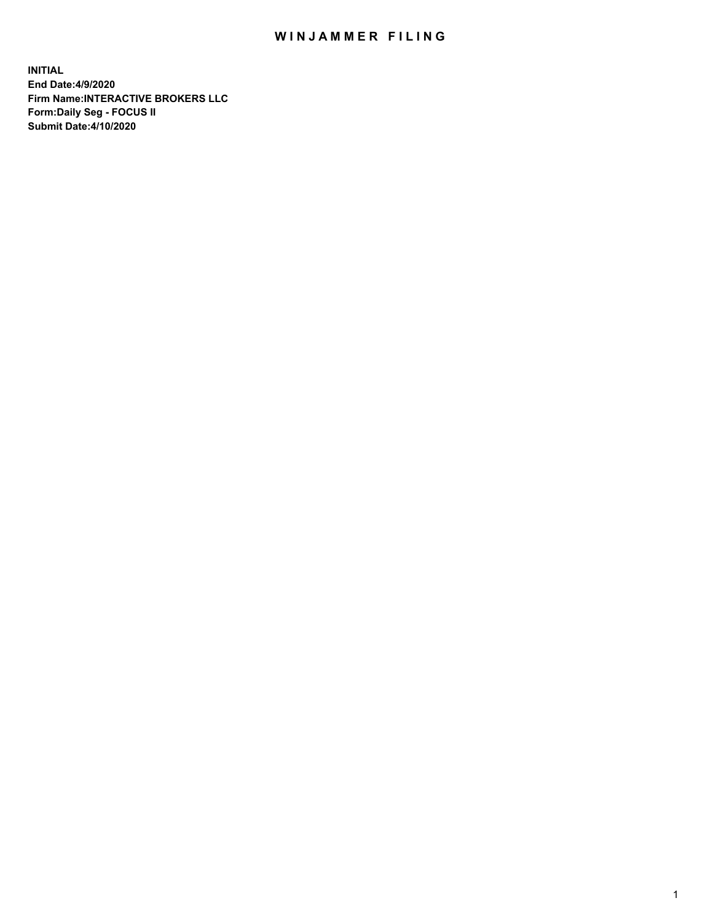# WINJAMMER FILING

**INITIAL**
**End Date:4/9/2020**
**Firm Name:INTERACTIVE BROKERS LLC**
**Form:Daily Seg - FOCUS II**
**Submit Date:4/10/2020**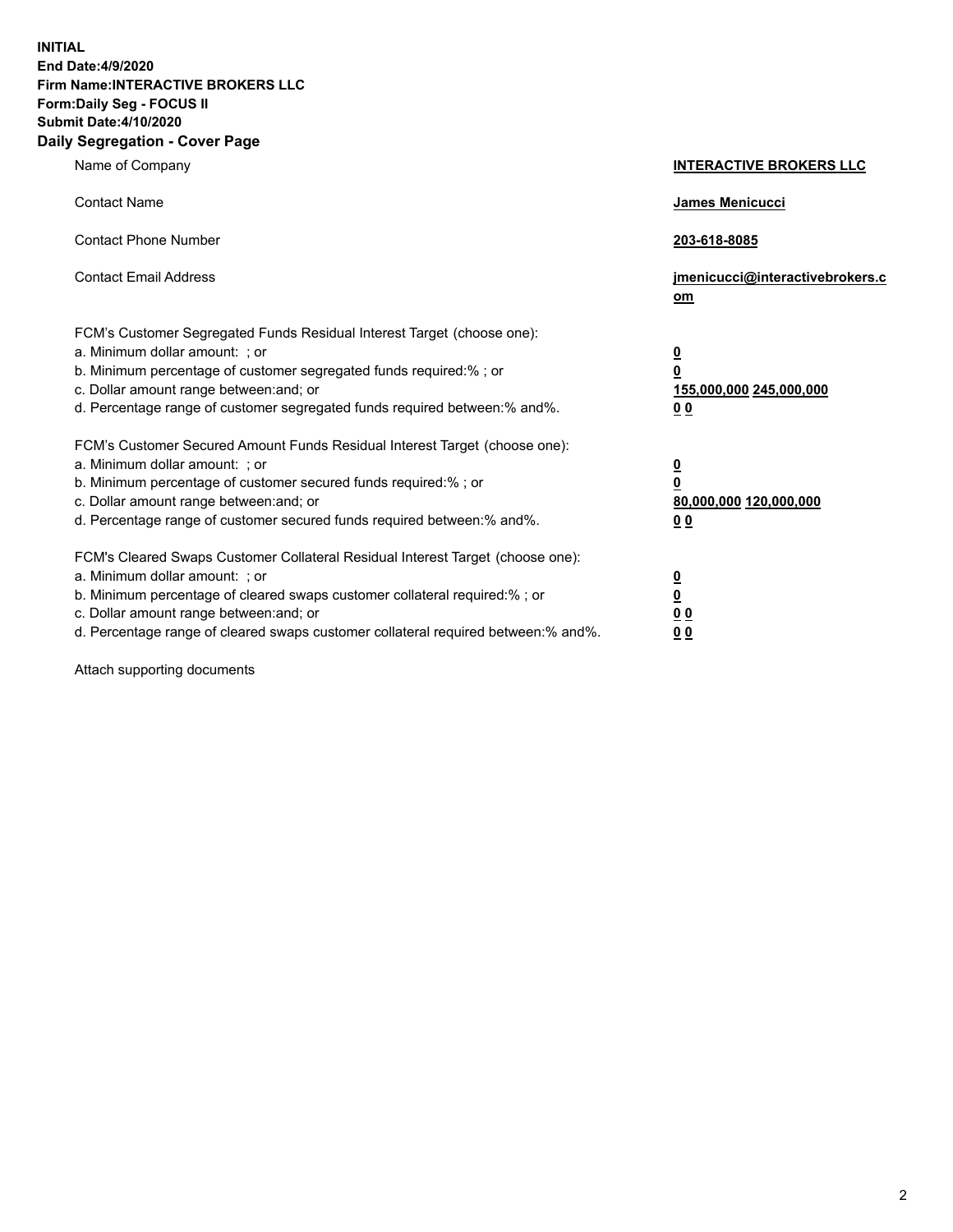**INITIAL**
**End Date:4/9/2020**
**Firm Name:INTERACTIVE BROKERS LLC**
**Form:Daily Seg - FOCUS II**
**Submit Date:4/10/2020**

## Daily Segregation - Cover Page

| | |
|---|---|
| Name of Company | **INTERACTIVE BROKERS LLC** |
| Contact Name | **James Menicucci** |
| Contact Phone Number | **203-618-8085** |
| Contact Email Address | **jmenicucci@interactivebrokers.com** |

FCM's Customer Segregated Funds Residual Interest Target (choose one):

| | |
|---|---|
| a. Minimum dollar amount: ; or | **0** |
| b. Minimum percentage of customer segregated funds required:% ; or | **0** |
| c. Dollar amount range between:and; or | **155,000,000 245,000,000** |
| d. Percentage range of customer segregated funds required between:% and%. | **0 0** |

FCM's Customer Secured Amount Funds Residual Interest Target (choose one):

| | |
|---|---|
| a. Minimum dollar amount: ; or | **0** |
| b. Minimum percentage of customer secured funds required:% ; or | **0** |
| c. Dollar amount range between:and; or | **80,000,000 120,000,000** |
| d. Percentage range of customer secured funds required between:% and%. | **0 0** |

FCM's Cleared Swaps Customer Collateral Residual Interest Target (choose one):

| | |
|---|---|
| a. Minimum dollar amount: ; or | **0** |
| b. Minimum percentage of cleared swaps customer collateral required:% ; or | **0** |
| c. Dollar amount range between:and; or | **0 0** |
| d. Percentage range of cleared swaps customer collateral required between:% and%. | **0 0** |

Attach supporting documents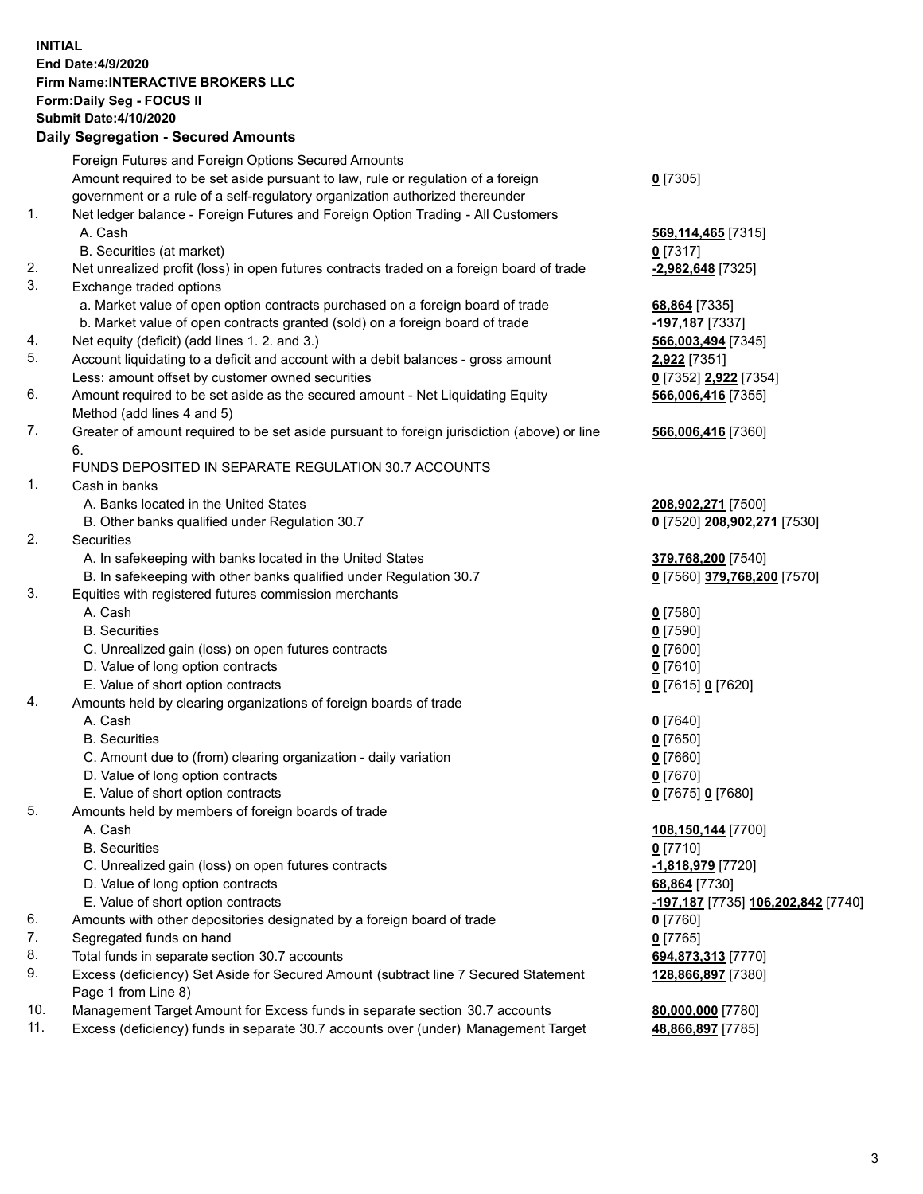**INITIAL**
**End Date:4/9/2020**
**Firm Name:INTERACTIVE BROKERS LLC**
**Form:Daily Seg - FOCUS II**
**Submit Date:4/10/2020**

**Daily Segregation - Secured Amounts**

| | | |
|---|---|---|
| | Foreign Futures and Foreign Options Secured Amounts | |
| | Amount required to be set aside pursuant to law, rule or regulation of a foreign government or a rule of a self-regulatory organization authorized thereunder | **0** [7305] |
| 1. | Net ledger balance - Foreign Futures and Foreign Option Trading - All Customers | |
| | A. Cash | **569,114,465** [7315] |
| | B. Securities (at market) | **0** [7317] |
| 2. | Net unrealized profit (loss) in open futures contracts traded on a foreign board of trade | **-2,982,648** [7325] |
| 3. | Exchange traded options | |
| | a. Market value of open option contracts purchased on a foreign board of trade | **68,864** [7335] |
| | b. Market value of open contracts granted (sold) on a foreign board of trade | **-197,187** [7337] |
| 4. | Net equity (deficit) (add lines 1. 2. and 3.) | **566,003,494** [7345] |
| 5. | Account liquidating to a deficit and account with a debit balances - gross amount | **2,922** [7351] |
| | Less: amount offset by customer owned securities | **0** [7352] **2,922** [7354] |
| 6. | Amount required to be set aside as the secured amount - Net Liquidating Equity Method (add lines 4 and 5) | **566,006,416** [7355] |
| 7. | Greater of amount required to be set aside pursuant to foreign jurisdiction (above) or line 6. | **566,006,416** [7360] |
| | FUNDS DEPOSITED IN SEPARATE REGULATION 30.7 ACCOUNTS | |
| 1. | Cash in banks | |
| | A. Banks located in the United States | **208,902,271** [7500] |
| | B. Other banks qualified under Regulation 30.7 | **0** [7520] **208,902,271** [7530] |
| 2. | Securities | |
| | A. In safekeeping with banks located in the United States | **379,768,200** [7540] |
| | B. In safekeeping with other banks qualified under Regulation 30.7 | **0** [7560] **379,768,200** [7570] |
| 3. | Equities with registered futures commission merchants | |
| | A. Cash | **0** [7580] |
| | B. Securities | **0** [7590] |
| | C. Unrealized gain (loss) on open futures contracts | **0** [7600] |
| | D. Value of long option contracts | **0** [7610] |
| | E. Value of short option contracts | **0** [7615] **0** [7620] |
| 4. | Amounts held by clearing organizations of foreign boards of trade | |
| | A. Cash | **0** [7640] |
| | B. Securities | **0** [7650] |
| | C. Amount due to (from) clearing organization - daily variation | **0** [7660] |
| | D. Value of long option contracts | **0** [7670] |
| | E. Value of short option contracts | **0** [7675] **0** [7680] |
| 5. | Amounts held by members of foreign boards of trade | |
| | A. Cash | **108,150,144** [7700] |
| | B. Securities | **0** [7710] |
| | C. Unrealized gain (loss) on open futures contracts | **-1,818,979** [7720] |
| | D. Value of long option contracts | **68,864** [7730] |
| | E. Value of short option contracts | **-197,187** [7735] **106,202,842** [7740] |
| 6. | Amounts with other depositories designated by a foreign board of trade | **0** [7760] |
| 7. | Segregated funds on hand | **0** [7765] |
| 8. | Total funds in separate section 30.7 accounts | **694,873,313** [7770] |
| 9. | Excess (deficiency) Set Aside for Secured Amount (subtract line 7 Secured Statement Page 1 from Line 8) | **128,866,897** [7380] |
| 10. | Management Target Amount for Excess funds in separate section 30.7 accounts | **80,000,000** [7780] |
| 11. | Excess (deficiency) funds in separate 30.7 accounts over (under) Management Target | **48,866,897** [7785] |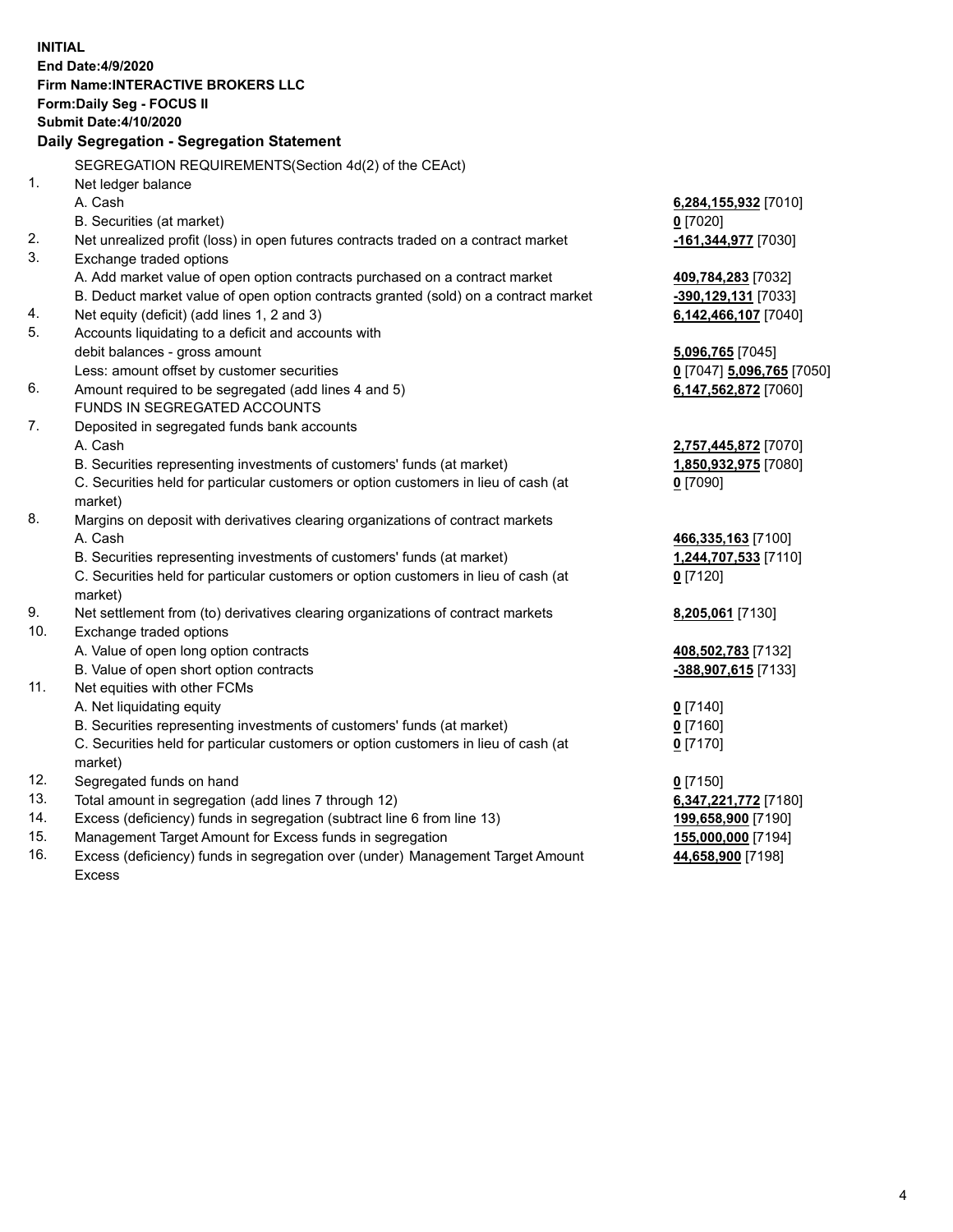**INITIAL**
**End Date:4/9/2020**
**Firm Name:INTERACTIVE BROKERS LLC**
**Form:Daily Seg - FOCUS II**
**Submit Date:4/10/2020**

## Daily Segregation - Segregation Statement

| | | |
|---|---|---|
| | SEGREGATION REQUIREMENTS(Section 4d(2) of the CEAct) | |
| 1. | Net ledger balance | |
| | A. Cash | **6,284,155,932** [7010] |
| | B. Securities (at market) | **0** [7020] |
| 2. | Net unrealized profit (loss) in open futures contracts traded on a contract market | **-161,344,977** [7030] |
| 3. | Exchange traded options | |
| | A. Add market value of open option contracts purchased on a contract market | **409,784,283** [7032] |
| | B. Deduct market value of open option contracts granted (sold) on a contract market | **-390,129,131** [7033] |
| 4. | Net equity (deficit) (add lines 1, 2 and 3) | **6,142,466,107** [7040] |
| 5. | Accounts liquidating to a deficit and accounts with | |
| | debit balances - gross amount | **5,096,765** [7045] |
| | Less: amount offset by customer securities | **0** [7047] **5,096,765** [7050] |
| 6. | Amount required to be segregated (add lines 4 and 5) | **6,147,562,872** [7060] |
| | FUNDS IN SEGREGATED ACCOUNTS | |
| 7. | Deposited in segregated funds bank accounts | |
| | A. Cash | **2,757,445,872** [7070] |
| | B. Securities representing investments of customers' funds (at market) | **1,850,932,975** [7080] |
| | C. Securities held for particular customers or option customers in lieu of cash (at market) | **0** [7090] |
| 8. | Margins on deposit with derivatives clearing organizations of contract markets | |
| | A. Cash | **466,335,163** [7100] |
| | B. Securities representing investments of customers' funds (at market) | **1,244,707,533** [7110] |
| | C. Securities held for particular customers or option customers in lieu of cash (at market) | **0** [7120] |
| 9. | Net settlement from (to) derivatives clearing organizations of contract markets | **8,205,061** [7130] |
| 10. | Exchange traded options | |
| | A. Value of open long option contracts | **408,502,783** [7132] |
| | B. Value of open short option contracts | **-388,907,615** [7133] |
| 11. | Net equities with other FCMs | |
| | A. Net liquidating equity | **0** [7140] |
| | B. Securities representing investments of customers' funds (at market) | **0** [7160] |
| | C. Securities held for particular customers or option customers in lieu of cash (at market) | **0** [7170] |
| 12. | Segregated funds on hand | **0** [7150] |
| 13. | Total amount in segregation (add lines 7 through 12) | **6,347,221,772** [7180] |
| 14. | Excess (deficiency) funds in segregation (subtract line 6 from line 13) | **199,658,900** [7190] |
| 15. | Management Target Amount for Excess funds in segregation | **155,000,000** [7194] |
| 16. | Excess (deficiency) funds in segregation over (under) Management Target Amount Excess | **44,658,900** [7198] |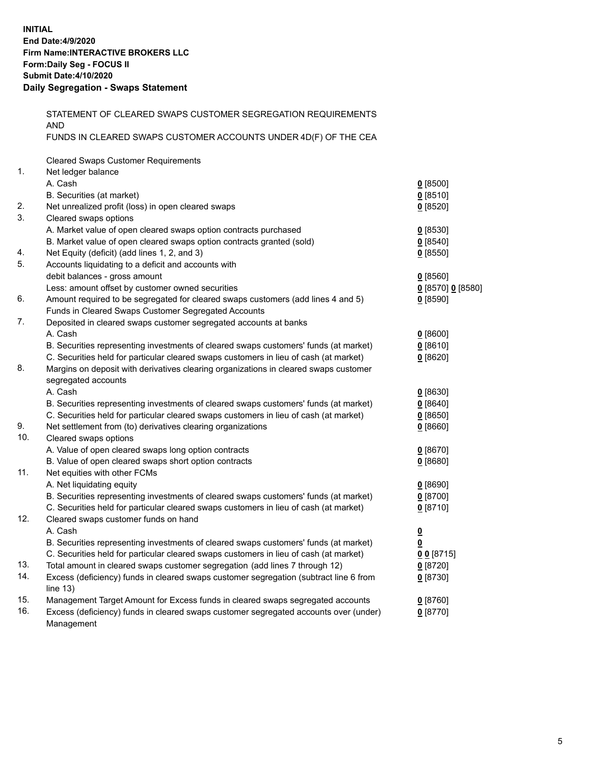**INITIAL**
**End Date:4/9/2020**
**Firm Name:INTERACTIVE BROKERS LLC**
**Form:Daily Seg - FOCUS II**
**Submit Date:4/10/2020**
**Daily Segregation - Swaps Statement**

STATEMENT OF CLEARED SWAPS CUSTOMER SEGREGATION REQUIREMENTS AND FUNDS IN CLEARED SWAPS CUSTOMER ACCOUNTS UNDER 4D(F) OF THE CEA

| | | |
|---|---|---|
| | Cleared Swaps Customer Requirements | |
| 1. | Net ledger balance | |
| | A. Cash | 0 [8500] |
| | B. Securities (at market) | 0 [8510] |
| 2. | Net unrealized profit (loss) in open cleared swaps | 0 [8520] |
| 3. | Cleared swaps options | |
| | A. Market value of open cleared swaps option contracts purchased | 0 [8530] |
| | B. Market value of open cleared swaps option contracts granted (sold) | 0 [8540] |
| 4. | Net Equity (deficit) (add lines 1, 2, and 3) | 0 [8550] |
| 5. | Accounts liquidating to a deficit and accounts with debit balances - gross amount | 0 [8560] |
| | Less: amount offset by customer owned securities | 0 [8570] 0 [8580] |
| 6. | Amount required to be segregated for cleared swaps customers (add lines 4 and 5) | 0 [8590] |
| | Funds in Cleared Swaps Customer Segregated Accounts | |
| 7. | Deposited in cleared swaps customer segregated accounts at banks | |
| | A. Cash | 0 [8600] |
| | B. Securities representing investments of cleared swaps customers' funds (at market) | 0 [8610] |
| | C. Securities held for particular cleared swaps customers in lieu of cash (at market) | 0 [8620] |
| 8. | Margins on deposit with derivatives clearing organizations in cleared swaps customer segregated accounts | |
| | A. Cash | 0 [8630] |
| | B. Securities representing investments of cleared swaps customers' funds (at market) | 0 [8640] |
| | C. Securities held for particular cleared swaps customers in lieu of cash (at market) | 0 [8650] |
| 9. | Net settlement from (to) derivatives clearing organizations | 0 [8660] |
| 10. | Cleared swaps options | |
| | A. Value of open cleared swaps long option contracts | 0 [8670] |
| | B. Value of open cleared swaps short option contracts | 0 [8680] |
| 11. | Net equities with other FCMs | |
| | A. Net liquidating equity | 0 [8690] |
| | B. Securities representing investments of cleared swaps customers' funds (at market) | 0 [8700] |
| | C. Securities held for particular cleared swaps customers in lieu of cash (at market) | 0 [8710] |
| 12. | Cleared swaps customer funds on hand | |
| | A. Cash | 0 |
| | B. Securities representing investments of cleared swaps customers' funds (at market) | 0 |
| | C. Securities held for particular cleared swaps customers in lieu of cash (at market) | 0 0 [8715] |
| 13. | Total amount in cleared swaps customer segregation (add lines 7 through 12) | 0 [8720] |
| 14. | Excess (deficiency) funds in cleared swaps customer segregation (subtract line 6 from line 13) | 0 [8730] |
| 15. | Management Target Amount for Excess funds in cleared swaps segregated accounts | 0 [8760] |
| 16. | Excess (deficiency) funds in cleared swaps customer segregated accounts over (under) Management | 0 [8770] |